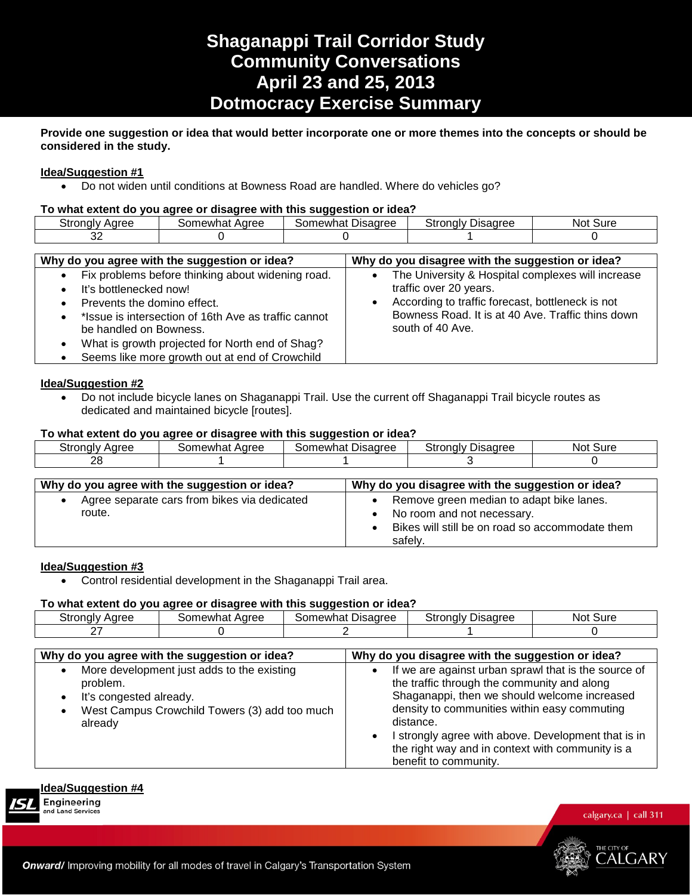# Shaganappi Trail Corridor Study
# Community Conversations
# April 23 and 25, 2013
# Dotmocracy Exercise Summary

**Provide one suggestion or idea that would better incorporate one or more themes into the concepts or should be considered in the study.**

**Idea/Suggestion #1**

- Do not widen until conditions at Bowness Road are handled. Where do vehicles go?

**To what extent do you agree or disagree with this suggestion or idea?**

| Strongly Agree | Somewhat Agree | Somewhat Disagree | Strongly Disagree | Not Sure |
|---|---|---|---|---|
| 32 | 0 | 0 | 1 | 0 |

| Why do you agree with the suggestion or idea? | Why do you disagree with the suggestion or idea? |
|---|---|
| • Fix problems before thinking about widening road.<br>• It's bottlenecked now!<br>• Prevents the domino effect.<br>• *Issue is intersection of 16th Ave as traffic cannot be handled on Bowness.<br>• What is growth projected for North end of Shag?<br>• Seems like more growth out at end of Crowchild | • The University & Hospital complexes will increase traffic over 20 years.<br>• According to traffic forecast, bottleneck is not Bowness Road. It is at 40 Ave. Traffic thins down south of 40 Ave. |

**Idea/Suggestion #2**

- Do not include bicycle lanes on Shaganappi Trail. Use the current off Shaganappi Trail bicycle routes as dedicated and maintained bicycle [routes].

**To what extent do you agree or disagree with this suggestion or idea?**

| Strongly Agree | Somewhat Agree | Somewhat Disagree | Strongly Disagree | Not Sure |
|---|---|---|---|---|
| 28 | 1 | 1 | 3 | 0 |

| Why do you agree with the suggestion or idea? | Why do you disagree with the suggestion or idea? |
|---|---|
| • Agree separate cars from bikes via dedicated route. | • Remove green median to adapt bike lanes.<br>• No room and not necessary.<br>• Bikes will still be on road so accommodate them safely. |

**Idea/Suggestion #3**

- Control residential development in the Shaganappi Trail area.

**To what extent do you agree or disagree with this suggestion or idea?**

| Strongly Agree | Somewhat Agree | Somewhat Disagree | Strongly Disagree | Not Sure |
|---|---|---|---|---|
| 27 | 0 | 2 | 1 | 0 |

| Why do you agree with the suggestion or idea? | Why do you disagree with the suggestion or idea? |
|---|---|
| • More development just adds to the existing problem.<br>• It's congested already.<br>• West Campus Crowchild Towers (3) add too much already | • If we are against urban sprawl that is the source of the traffic through the community and along Shaganappi, then we should welcome increased density to communities within easy commuting distance.<br>• I strongly agree with above. Development that is in the right way and in context with community is a benefit to community. |

**Idea/Suggestion #4**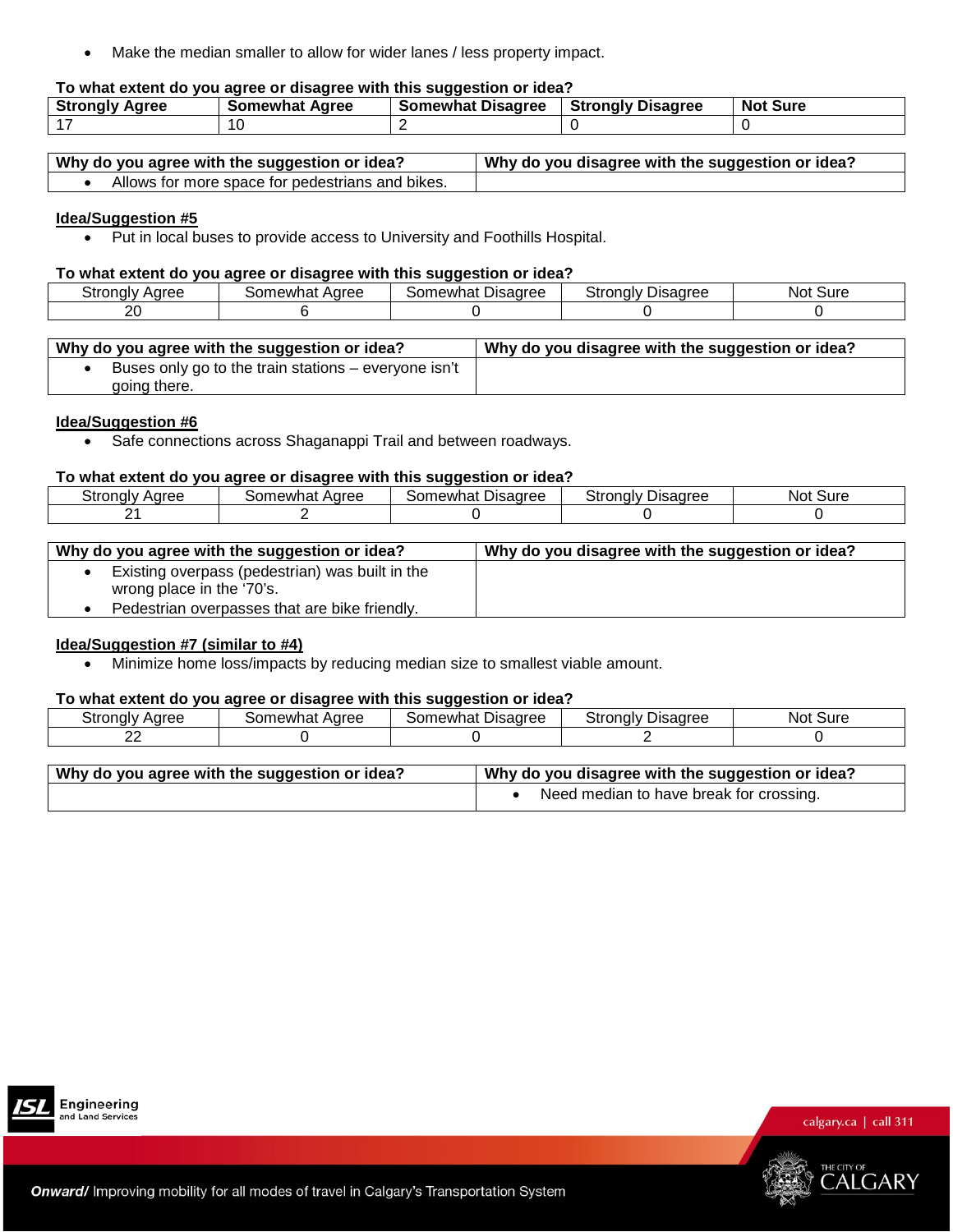- Make the median smaller to allow for wider lanes / less property impact.

**To what extent do you agree or disagree with this suggestion or idea?**

| Strongly Agree | Somewhat Agree | Somewhat Disagree | Strongly Disagree | Not Sure |
|---|---|---|---|---|
| 17 | 10 | 2 | 0 | 0 |

| Why do you agree with the suggestion or idea? | Why do you disagree with the suggestion or idea? |
|---|---|
| • Allows for more space for pedestrians and bikes. | |

**Idea/Suggestion #5**

- Put in local buses to provide access to University and Foothills Hospital.

**To what extent do you agree or disagree with this suggestion or idea?**

| Strongly Agree | Somewhat Agree | Somewhat Disagree | Strongly Disagree | Not Sure |
|---|---|---|---|---|
| 20 | 6 | 0 | 0 | 0 |

| Why do you agree with the suggestion or idea? | Why do you disagree with the suggestion or idea? |
|---|---|
| • Buses only go to the train stations – everyone isn't going there. | |

**Idea/Suggestion #6**

- Safe connections across Shaganappi Trail and between roadways.

**To what extent do you agree or disagree with this suggestion or idea?**

| Strongly Agree | Somewhat Agree | Somewhat Disagree | Strongly Disagree | Not Sure |
|---|---|---|---|---|
| 21 | 2 | 0 | 0 | 0 |

| Why do you agree with the suggestion or idea? | Why do you disagree with the suggestion or idea? |
|---|---|
| • Existing overpass (pedestrian) was built in the wrong place in the '70's.<br>• Pedestrian overpasses that are bike friendly. | |

**Idea/Suggestion #7 (similar to #4)**

- Minimize home loss/impacts by reducing median size to smallest viable amount.

**To what extent do you agree or disagree with this suggestion or idea?**

| Strongly Agree | Somewhat Agree | Somewhat Disagree | Strongly Disagree | Not Sure |
|---|---|---|---|---|
| 22 | 0 | 0 | 2 | 0 |

| Why do you agree with the suggestion or idea? | Why do you disagree with the suggestion or idea? |
|---|---|
| | • Need median to have break for crossing. |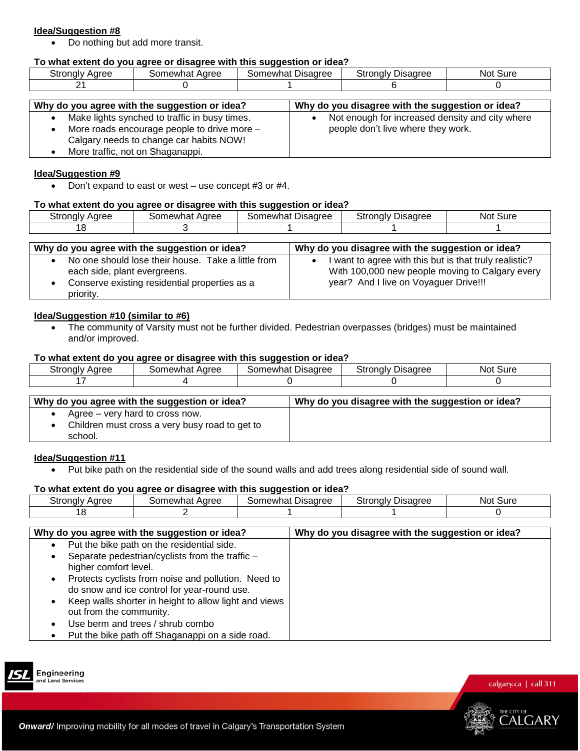**Idea/Suggestion #8**

- Do nothing but add more transit.

**To what extent do you agree or disagree with this suggestion or idea?**

| Strongly Agree | Somewhat Agree | Somewhat Disagree | Strongly Disagree | Not Sure |
|---|---|---|---|---|
| 21 | 0 | 1 | 6 | 0 |

| Why do you agree with the suggestion or idea? | Why do you disagree with the suggestion or idea? |
|---|---|
| • Make lights synched to traffic in busy times.<br>• More roads encourage people to drive more – Calgary needs to change car habits NOW!<br>• More traffic, not on Shaganappi. | • Not enough for increased density and city where people don't live where they work. |

**Idea/Suggestion #9**

- Don't expand to east or west – use concept #3 or #4.

**To what extent do you agree or disagree with this suggestion or idea?**

| Strongly Agree | Somewhat Agree | Somewhat Disagree | Strongly Disagree | Not Sure |
|---|---|---|---|---|
| 18 | 3 | 1 | 1 | 1 |

| Why do you agree with the suggestion or idea? | Why do you disagree with the suggestion or idea? |
|---|---|
| • No one should lose their house. Take a little from each side, plant evergreens.<br>• Conserve existing residential properties as a priority. | • I want to agree with this but is that truly realistic? With 100,000 new people moving to Calgary every year? And I live on Voyaguer Drive!!! |

**Idea/Suggestion #10 (similar to #6)**

- The community of Varsity must not be further divided. Pedestrian overpasses (bridges) must be maintained and/or improved.

**To what extent do you agree or disagree with this suggestion or idea?**

| Strongly Agree | Somewhat Agree | Somewhat Disagree | Strongly Disagree | Not Sure |
|---|---|---|---|---|
| 17 | 4 | 0 | 0 | 0 |

| Why do you agree with the suggestion or idea? | Why do you disagree with the suggestion or idea? |
|---|---|
| • Agree – very hard to cross now.<br>• Children must cross a very busy road to get to school. | |

**Idea/Suggestion #11**

- Put bike path on the residential side of the sound walls and add trees along residential side of sound wall.

**To what extent do you agree or disagree with this suggestion or idea?**

| Strongly Agree | Somewhat Agree | Somewhat Disagree | Strongly Disagree | Not Sure |
|---|---|---|---|---|
| 18 | 2 | 1 | 1 | 0 |

| Why do you agree with the suggestion or idea? | Why do you disagree with the suggestion or idea? |
|---|---|
| • Put the bike path on the residential side.<br>• Separate pedestrian/cyclists from the traffic – higher comfort level.<br>• Protects cyclists from noise and pollution. Need to do snow and ice control for year-round use.<br>• Keep walls shorter in height to allow light and views out from the community.<br>• Use berm and trees / shrub combo<br>• Put the bike path off Shaganappi on a side road. | |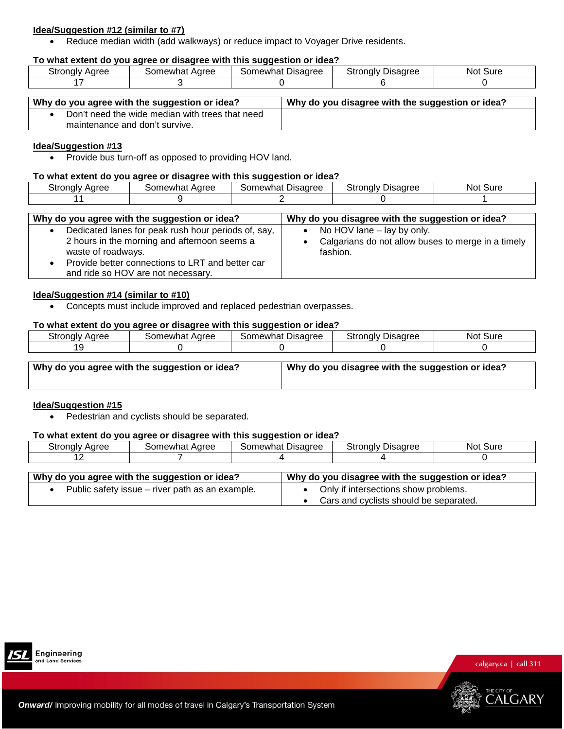**Idea/Suggestion #12 (similar to #7)**

- Reduce median width (add walkways) or reduce impact to Voyager Drive residents.

**To what extent do you agree or disagree with this suggestion or idea?**

| Strongly Agree | Somewhat Agree | Somewhat Disagree | Strongly Disagree | Not Sure |
|---|---|---|---|---|
| 17 | 3 | 0 | 6 | 0 |

| Why do you agree with the suggestion or idea? | Why do you disagree with the suggestion or idea? |
|---|---|
| • Don't need the wide median with trees that need maintenance and don't survive. | |

**Idea/Suggestion #13**

- Provide bus turn-off as opposed to providing HOV land.

**To what extent do you agree or disagree with this suggestion or idea?**

| Strongly Agree | Somewhat Agree | Somewhat Disagree | Strongly Disagree | Not Sure |
|---|---|---|---|---|
| 11 | 9 | 2 | 0 | 1 |

| Why do you agree with the suggestion or idea? | Why do you disagree with the suggestion or idea? |
|---|---|
| • Dedicated lanes for peak rush hour periods of, say, 2 hours in the morning and afternoon seems a waste of roadways.<br>• Provide better connections to LRT and better car and ride so HOV are not necessary. | • No HOV lane – lay by only.<br>• Calgarians do not allow buses to merge in a timely fashion. |

**Idea/Suggestion #14 (similar to #10)**

- Concepts must include improved and replaced pedestrian overpasses.

**To what extent do you agree or disagree with this suggestion or idea?**

| Strongly Agree | Somewhat Agree | Somewhat Disagree | Strongly Disagree | Not Sure |
|---|---|---|---|---|
| 19 | 0 | 0 | 0 | 0 |

| Why do you agree with the suggestion or idea? | Why do you disagree with the suggestion or idea? |
|---|---|
| | |

**Idea/Suggestion #15**

- Pedestrian and cyclists should be separated.

**To what extent do you agree or disagree with this suggestion or idea?**

| Strongly Agree | Somewhat Agree | Somewhat Disagree | Strongly Disagree | Not Sure |
|---|---|---|---|---|
| 12 | 7 | 4 | 4 | 0 |

| Why do you agree with the suggestion or idea? | Why do you disagree with the suggestion or idea? |
|---|---|
| • Public safety issue – river path as an example. | • Only if intersections show problems.<br>• Cars and cyclists should be separated. |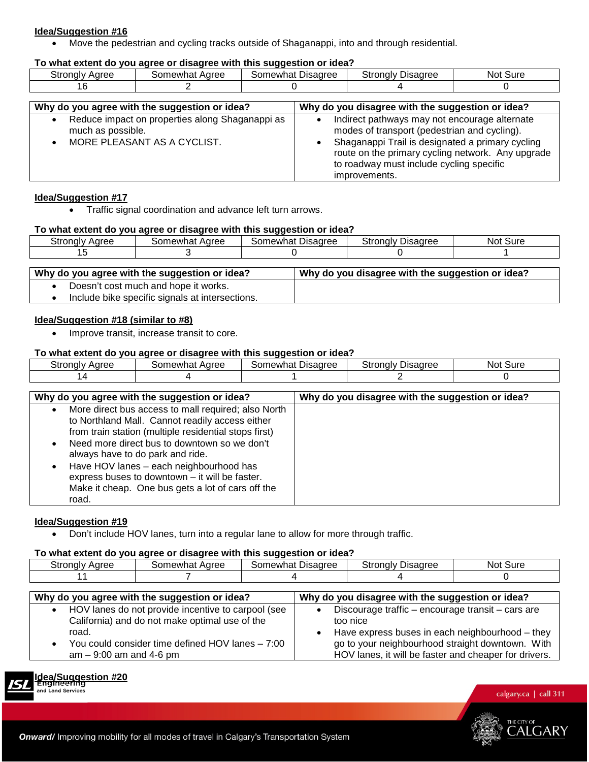**Idea/Suggestion #16**

- Move the pedestrian and cycling tracks outside of Shaganappi, into and through residential.

**To what extent do you agree or disagree with this suggestion or idea?**

| Strongly Agree | Somewhat Agree | Somewhat Disagree | Strongly Disagree | Not Sure |
|---|---|---|---|---|
| 16 | 2 | 0 | 4 | 0 |

| Why do you agree with the suggestion or idea? | Why do you disagree with the suggestion or idea? |
|---|---|
| • Reduce impact on properties along Shaganappi as much as possible.<br>• MORE PLEASANT AS A CYCLIST. | • Indirect pathways may not encourage alternate modes of transport (pedestrian and cycling).<br>• Shaganappi Trail is designated a primary cycling route on the primary cycling network. Any upgrade to roadway must include cycling specific improvements. |

**Idea/Suggestion #17**

- Traffic signal coordination and advance left turn arrows.

**To what extent do you agree or disagree with this suggestion or idea?**

| Strongly Agree | Somewhat Agree | Somewhat Disagree | Strongly Disagree | Not Sure |
|---|---|---|---|---|
| 15 | 3 | 0 | 0 | 1 |

| Why do you agree with the suggestion or idea? | Why do you disagree with the suggestion or idea? |
|---|---|
| • Doesn't cost much and hope it works.<br>• Include bike specific signals at intersections. | |

**Idea/Suggestion #18 (similar to #8)**

- Improve transit, increase transit to core.

**To what extent do you agree or disagree with this suggestion or idea?**

| Strongly Agree | Somewhat Agree | Somewhat Disagree | Strongly Disagree | Not Sure |
|---|---|---|---|---|
| 14 | 4 | 1 | 2 | 0 |

| Why do you agree with the suggestion or idea? | Why do you disagree with the suggestion or idea? |
|---|---|
| • More direct bus access to mall required; also North to Northland Mall. Cannot readily access either from train station (multiple residential stops first)<br>• Need more direct bus to downtown so we don't always have to do park and ride.<br>• Have HOV lanes – each neighbourhood has express buses to downtown – it will be faster. Make it cheap. One bus gets a lot of cars off the road. | |

**Idea/Suggestion #19**

- Don't include HOV lanes, turn into a regular lane to allow for more through traffic.

**To what extent do you agree or disagree with this suggestion or idea?**

| Strongly Agree | Somewhat Agree | Somewhat Disagree | Strongly Disagree | Not Sure |
|---|---|---|---|---|
| 11 | 7 | 4 | 4 | 0 |

| Why do you agree with the suggestion or idea? | Why do you disagree with the suggestion or idea? |
|---|---|
| • HOV lanes do not provide incentive to carpool (see California) and do not make optimal use of the road.<br>• You could consider time defined HOV lanes – 7:00 am – 9:00 am and 4-6 pm | • Discourage traffic – encourage transit – cars are too nice<br>• Have express buses in each neighbourhood – they go to your neighbourhood straight downtown. With HOV lanes, it will be faster and cheaper for drivers. |

**Idea/Suggestion #20**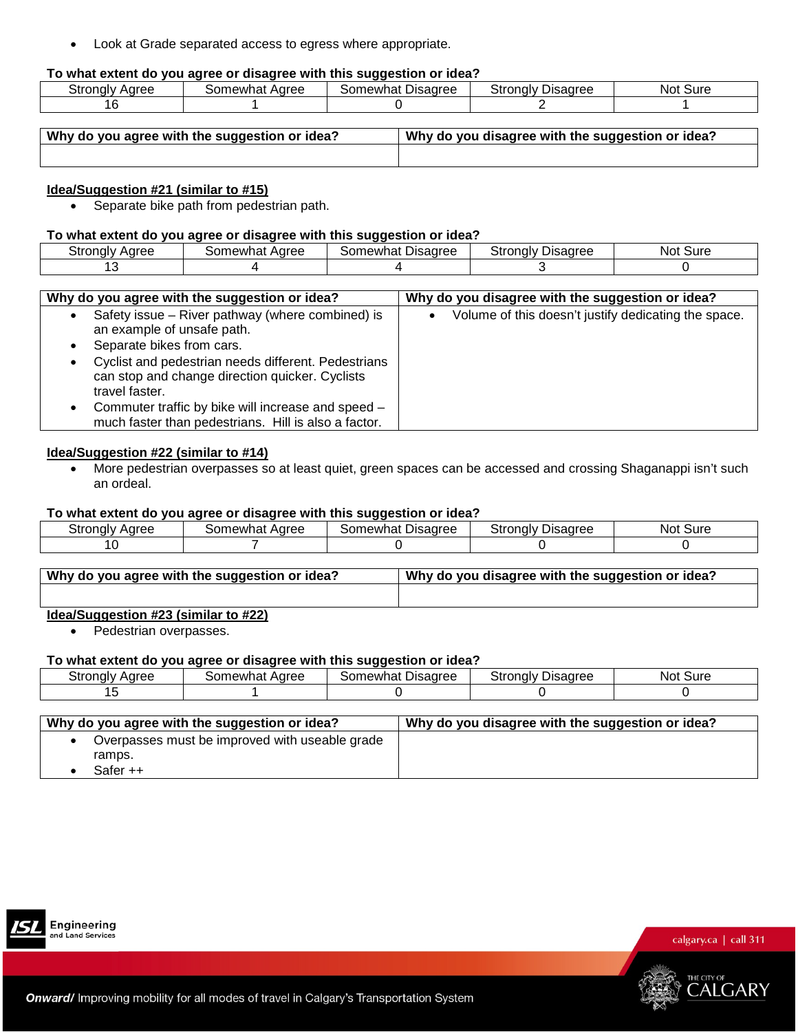- Look at Grade separated access to egress where appropriate.

**To what extent do you agree or disagree with this suggestion or idea?**

| Strongly Agree | Somewhat Agree | Somewhat Disagree | Strongly Disagree | Not Sure |
|---|---|---|---|---|
| 16 | 1 | 0 | 2 | 1 |

| Why do you agree with the suggestion or idea? | Why do you disagree with the suggestion or idea? |
|---|---|
| | |

**Idea/Suggestion #21 (similar to #15)**

- Separate bike path from pedestrian path.

**To what extent do you agree or disagree with this suggestion or idea?**

| Strongly Agree | Somewhat Agree | Somewhat Disagree | Strongly Disagree | Not Sure |
|---|---|---|---|---|
| 13 | 4 | 4 | 3 | 0 |

| Why do you agree with the suggestion or idea? | Why do you disagree with the suggestion or idea? |
|---|---|
| • Safety issue – River pathway (where combined) is an example of unsafe path.<br>• Separate bikes from cars.<br>• Cyclist and pedestrian needs different. Pedestrians can stop and change direction quicker. Cyclists travel faster.<br>• Commuter traffic by bike will increase and speed – much faster than pedestrians. Hill is also a factor. | • Volume of this doesn't justify dedicating the space. |

**Idea/Suggestion #22 (similar to #14)**

- More pedestrian overpasses so at least quiet, green spaces can be accessed and crossing Shaganappi isn't such an ordeal.

**To what extent do you agree or disagree with this suggestion or idea?**

| Strongly Agree | Somewhat Agree | Somewhat Disagree | Strongly Disagree | Not Sure |
|---|---|---|---|---|
| 10 | 7 | 0 | 0 | 0 |

| Why do you agree with the suggestion or idea? | Why do you disagree with the suggestion or idea? |
|---|---|
| | |

**Idea/Suggestion #23 (similar to #22)**

- Pedestrian overpasses.

**To what extent do you agree or disagree with this suggestion or idea?**

| Strongly Agree | Somewhat Agree | Somewhat Disagree | Strongly Disagree | Not Sure |
|---|---|---|---|---|
| 15 | 1 | 0 | 0 | 0 |

| Why do you agree with the suggestion or idea? | Why do you disagree with the suggestion or idea? |
|---|---|
| • Overpasses must be improved with useable grade ramps.<br>• Safer ++ | |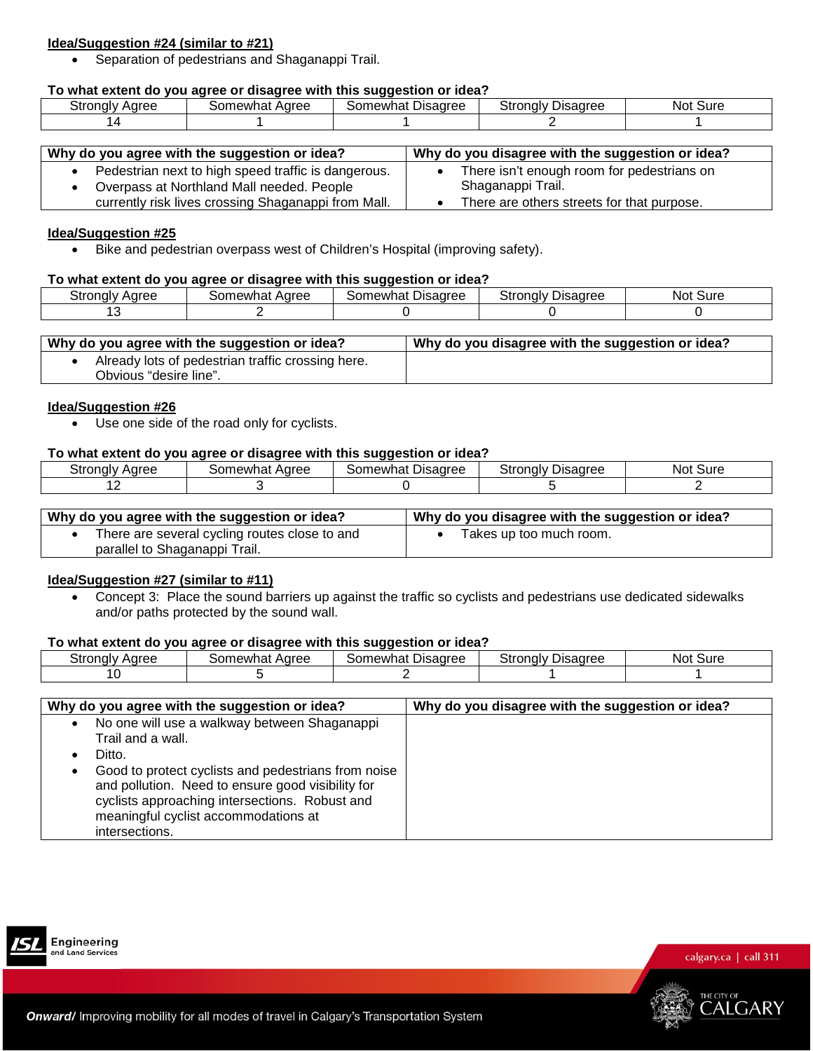**Idea/Suggestion #24 (similar to #21)**

- Separation of pedestrians and Shaganappi Trail.

**To what extent do you agree or disagree with this suggestion or idea?**

| Strongly Agree | Somewhat Agree | Somewhat Disagree | Strongly Disagree | Not Sure |
|---|---|---|---|---|
| 14 | 1 | 1 | 2 | 1 |

| Why do you agree with the suggestion or idea? | Why do you disagree with the suggestion or idea? |
|---|---|
| • Pedestrian next to high speed traffic is dangerous.<br>• Overpass at Northland Mall needed. People currently risk lives crossing Shaganappi from Mall. | • There isn't enough room for pedestrians on Shaganappi Trail.<br>• There are others streets for that purpose. |

**Idea/Suggestion #25**

- Bike and pedestrian overpass west of Children's Hospital (improving safety).

**To what extent do you agree or disagree with this suggestion or idea?**

| Strongly Agree | Somewhat Agree | Somewhat Disagree | Strongly Disagree | Not Sure |
|---|---|---|---|---|
| 13 | 2 | 0 | 0 | 0 |

| Why do you agree with the suggestion or idea? | Why do you disagree with the suggestion or idea? |
|---|---|
| • Already lots of pedestrian traffic crossing here. Obvious "desire line". | |

**Idea/Suggestion #26**

- Use one side of the road only for cyclists.

**To what extent do you agree or disagree with this suggestion or idea?**

| Strongly Agree | Somewhat Agree | Somewhat Disagree | Strongly Disagree | Not Sure |
|---|---|---|---|---|
| 12 | 3 | 0 | 5 | 2 |

| Why do you agree with the suggestion or idea? | Why do you disagree with the suggestion or idea? |
|---|---|
| • There are several cycling routes close to and parallel to Shaganappi Trail. | • Takes up too much room. |

**Idea/Suggestion #27 (similar to #11)**

- Concept 3: Place the sound barriers up against the traffic so cyclists and pedestrians use dedicated sidewalks and/or paths protected by the sound wall.

**To what extent do you agree or disagree with this suggestion or idea?**

| Strongly Agree | Somewhat Agree | Somewhat Disagree | Strongly Disagree | Not Sure |
|---|---|---|---|---|
| 10 | 5 | 2 | 1 | 1 |

| Why do you agree with the suggestion or idea? | Why do you disagree with the suggestion or idea? |
|---|---|
| • No one will use a walkway between Shaganappi Trail and a wall.<br>• Ditto.<br>• Good to protect cyclists and pedestrians from noise and pollution. Need to ensure good visibility for cyclists approaching intersections. Robust and meaningful cyclist accommodations at intersections. | |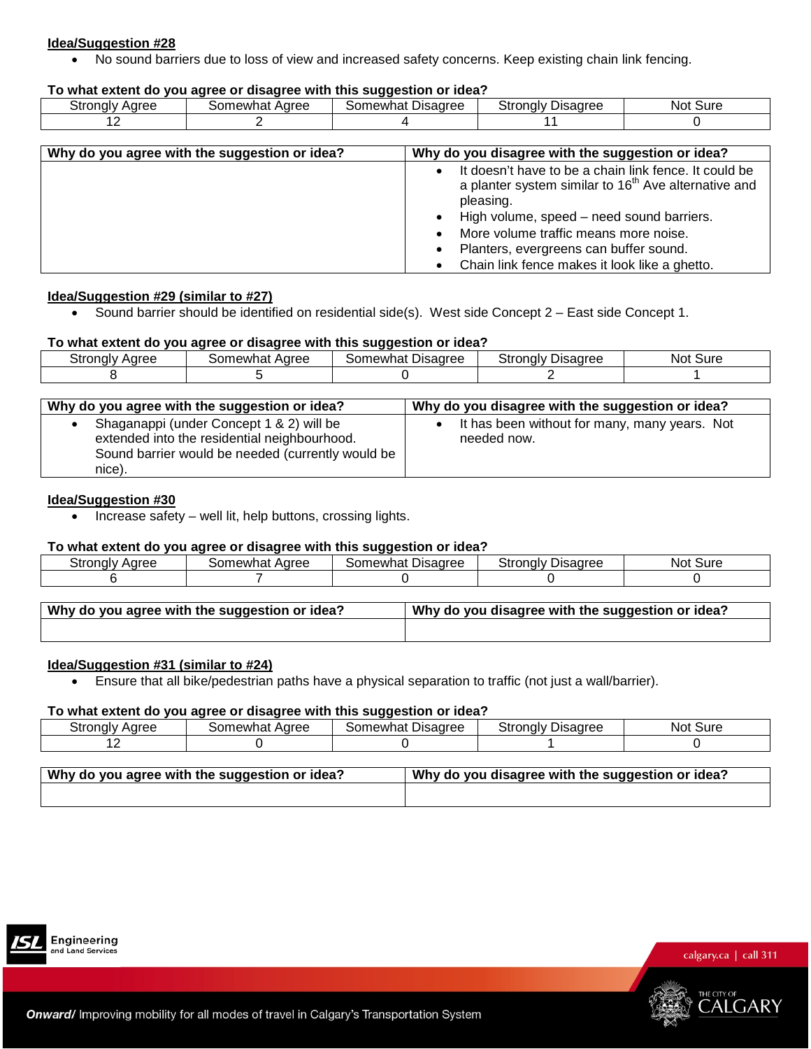**Idea/Suggestion #28**

- No sound barriers due to loss of view and increased safety concerns. Keep existing chain link fencing.

**To what extent do you agree or disagree with this suggestion or idea?**

| Strongly Agree | Somewhat Agree | Somewhat Disagree | Strongly Disagree | Not Sure |
|---|---|---|---|---|
| 12 | 2 | 4 | 11 | 0 |

| Why do you agree with the suggestion or idea? | Why do you disagree with the suggestion or idea? |
|---|---|
| | • It doesn't have to be a chain link fence. It could be a planter system similar to 16th Ave alternative and pleasing.<br>• High volume, speed – need sound barriers.<br>• More volume traffic means more noise.<br>• Planters, evergreens can buffer sound.<br>• Chain link fence makes it look like a ghetto. |

**Idea/Suggestion #29 (similar to #27)**

- Sound barrier should be identified on residential side(s). West side Concept 2 – East side Concept 1.

**To what extent do you agree or disagree with this suggestion or idea?**

| Strongly Agree | Somewhat Agree | Somewhat Disagree | Strongly Disagree | Not Sure |
|---|---|---|---|---|
| 8 | 5 | 0 | 2 | 1 |

| Why do you agree with the suggestion or idea? | Why do you disagree with the suggestion or idea? |
|---|---|
| • Shaganappi (under Concept 1 & 2) will be extended into the residential neighbourhood. Sound barrier would be needed (currently would be nice). | • It has been without for many, many years. Not needed now. |

**Idea/Suggestion #30**

- Increase safety – well lit, help buttons, crossing lights.

**To what extent do you agree or disagree with this suggestion or idea?**

| Strongly Agree | Somewhat Agree | Somewhat Disagree | Strongly Disagree | Not Sure |
|---|---|---|---|---|
| 6 | 7 | 0 | 0 | 0 |

| Why do you agree with the suggestion or idea? | Why do you disagree with the suggestion or idea? |
|---|---|
| | |

**Idea/Suggestion #31 (similar to #24)**

- Ensure that all bike/pedestrian paths have a physical separation to traffic (not just a wall/barrier).

**To what extent do you agree or disagree with this suggestion or idea?**

| Strongly Agree | Somewhat Agree | Somewhat Disagree | Strongly Disagree | Not Sure |
|---|---|---|---|---|
| 12 | 0 | 0 | 1 | 0 |

| Why do you agree with the suggestion or idea? | Why do you disagree with the suggestion or idea? |
|---|---|
| | |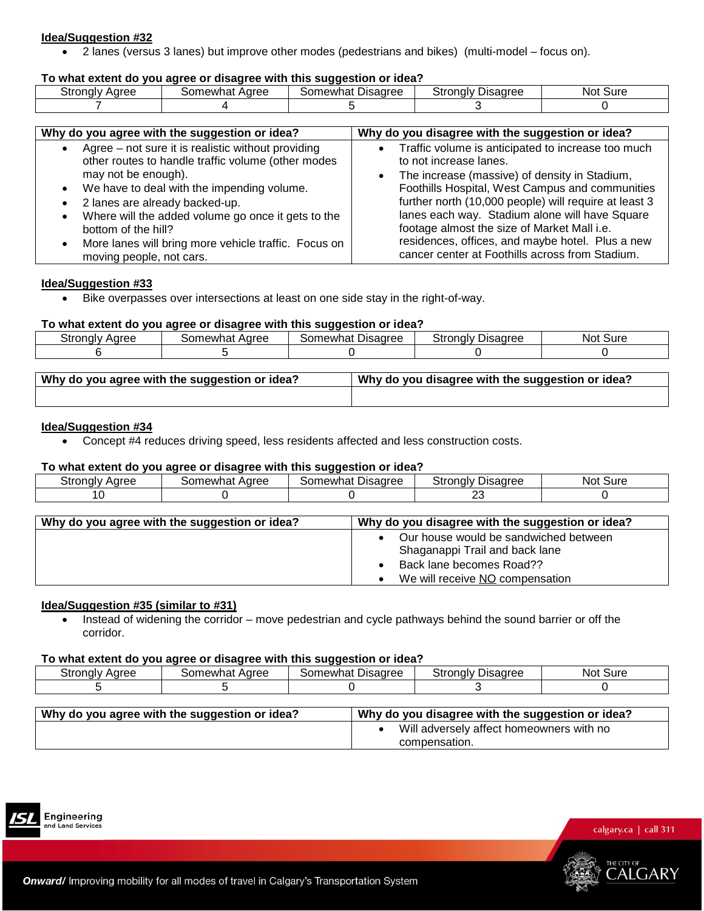**Idea/Suggestion #32**

- 2 lanes (versus 3 lanes) but improve other modes (pedestrians and bikes) (multi-model – focus on).

**To what extent do you agree or disagree with this suggestion or idea?**

| Strongly Agree | Somewhat Agree | Somewhat Disagree | Strongly Disagree | Not Sure |
|---|---|---|---|---|
| 7 | 4 | 5 | 3 | 0 |

| Why do you agree with the suggestion or idea? | Why do you disagree with the suggestion or idea? |
|---|---|
| • Agree – not sure it is realistic without providing other routes to handle traffic volume (other modes may not be enough).<br>• We have to deal with the impending volume.<br>• 2 lanes are already backed-up.<br>• Where will the added volume go once it gets to the bottom of the hill?<br>• More lanes will bring more vehicle traffic. Focus on moving people, not cars. | • Traffic volume is anticipated to increase too much to not increase lanes.<br>• The increase (massive) of density in Stadium, Foothills Hospital, West Campus and communities further north (10,000 people) will require at least 3 lanes each way. Stadium alone will have Square footage almost the size of Market Mall i.e. residences, offices, and maybe hotel. Plus a new cancer center at Foothills across from Stadium. |

**Idea/Suggestion #33**

- Bike overpasses over intersections at least on one side stay in the right-of-way.

**To what extent do you agree or disagree with this suggestion or idea?**

| Strongly Agree | Somewhat Agree | Somewhat Disagree | Strongly Disagree | Not Sure |
|---|---|---|---|---|
| 6 | 5 | 0 | 0 | 0 |

| Why do you agree with the suggestion or idea? | Why do you disagree with the suggestion or idea? |
|---|---|
| | |

**Idea/Suggestion #34**

- Concept #4 reduces driving speed, less residents affected and less construction costs.

**To what extent do you agree or disagree with this suggestion or idea?**

| Strongly Agree | Somewhat Agree | Somewhat Disagree | Strongly Disagree | Not Sure |
|---|---|---|---|---|
| 10 | 0 | 0 | 23 | 0 |

| Why do you agree with the suggestion or idea? | Why do you disagree with the suggestion or idea? |
|---|---|
| | • Our house would be sandwiched between Shaganappi Trail and back lane<br>• Back lane becomes Road??<br>• We will receive NO compensation |

**Idea/Suggestion #35 (similar to #31)**

- Instead of widening the corridor – move pedestrian and cycle pathways behind the sound barrier or off the corridor.

**To what extent do you agree or disagree with this suggestion or idea?**

| Strongly Agree | Somewhat Agree | Somewhat Disagree | Strongly Disagree | Not Sure |
|---|---|---|---|---|
| 5 | 5 | 0 | 3 | 0 |

| Why do you agree with the suggestion or idea? | Why do you disagree with the suggestion or idea? |
|---|---|
| | • Will adversely affect homeowners with no compensation. |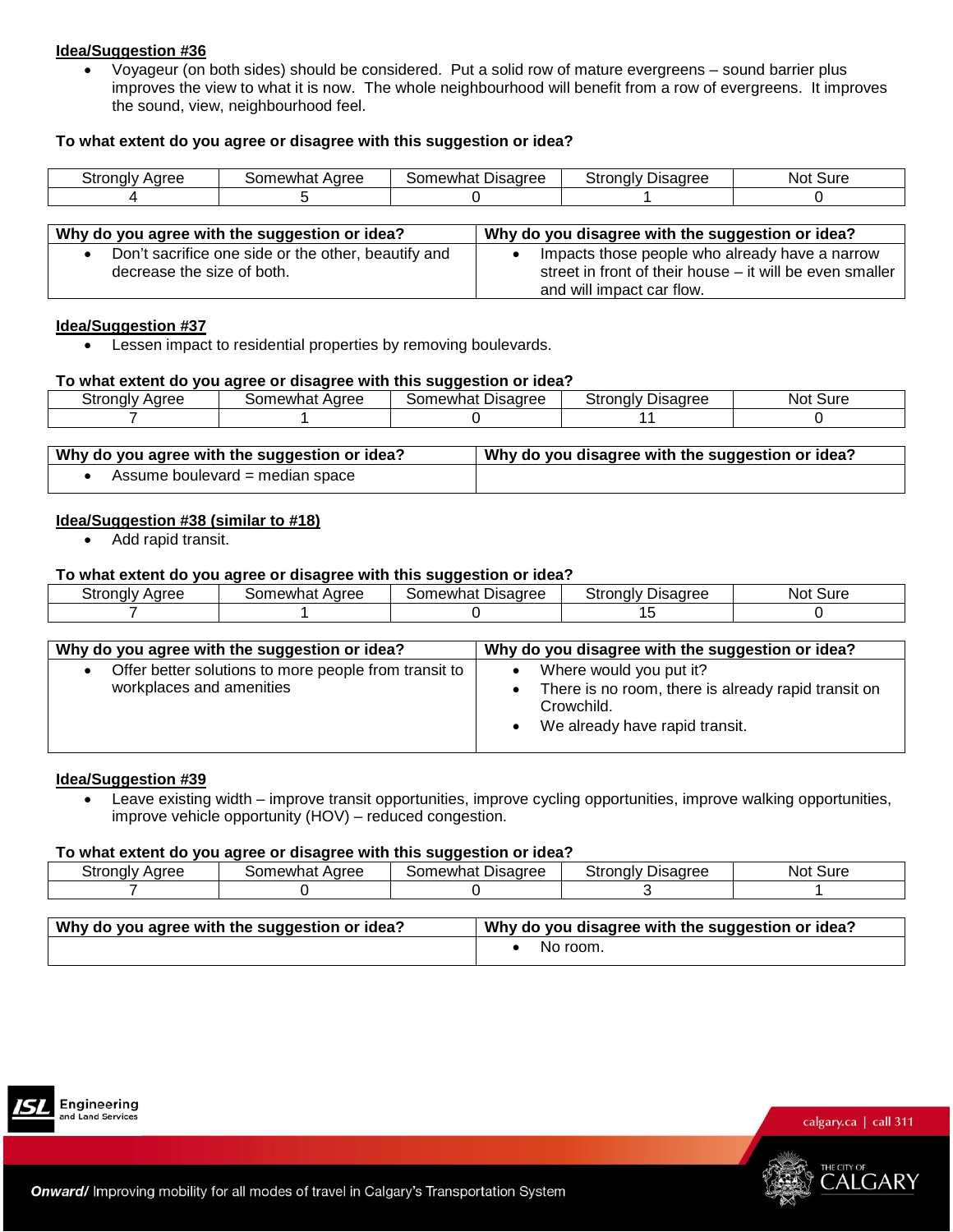**Idea/Suggestion #36**

- Voyageur (on both sides) should be considered. Put a solid row of mature evergreens – sound barrier plus improves the view to what it is now. The whole neighbourhood will benefit from a row of evergreens. It improves the sound, view, neighbourhood feel.

**To what extent do you agree or disagree with this suggestion or idea?**

| Strongly Agree | Somewhat Agree | Somewhat Disagree | Strongly Disagree | Not Sure |
|---|---|---|---|---|
| 4 | 5 | 0 | 1 | 0 |

| Why do you agree with the suggestion or idea? | Why do you disagree with the suggestion or idea? |
|---|---|
| • Don't sacrifice one side or the other, beautify and decrease the size of both. | • Impacts those people who already have a narrow street in front of their house – it will be even smaller and will impact car flow. |

**Idea/Suggestion #37**

- Lessen impact to residential properties by removing boulevards.

**To what extent do you agree or disagree with this suggestion or idea?**

| Strongly Agree | Somewhat Agree | Somewhat Disagree | Strongly Disagree | Not Sure |
|---|---|---|---|---|
| 7 | 1 | 0 | 11 | 0 |

| Why do you agree with the suggestion or idea? | Why do you disagree with the suggestion or idea? |
|---|---|
| • Assume boulevard = median space | |

**Idea/Suggestion #38 (similar to #18)**

- Add rapid transit.

**To what extent do you agree or disagree with this suggestion or idea?**

| Strongly Agree | Somewhat Agree | Somewhat Disagree | Strongly Disagree | Not Sure |
|---|---|---|---|---|
| 7 | 1 | 0 | 15 | 0 |

| Why do you agree with the suggestion or idea? | Why do you disagree with the suggestion or idea? |
|---|---|
| • Offer better solutions to more people from transit to workplaces and amenities | • Where would you put it?<br>• There is no room, there is already rapid transit on Crowchild.<br>• We already have rapid transit. |

**Idea/Suggestion #39**

- Leave existing width – improve transit opportunities, improve cycling opportunities, improve walking opportunities, improve vehicle opportunity (HOV) – reduced congestion.

**To what extent do you agree or disagree with this suggestion or idea?**

| Strongly Agree | Somewhat Agree | Somewhat Disagree | Strongly Disagree | Not Sure |
|---|---|---|---|---|
| 7 | 0 | 0 | 3 | 1 |

| Why do you agree with the suggestion or idea? | Why do you disagree with the suggestion or idea? |
|---|---|
| | • No room. |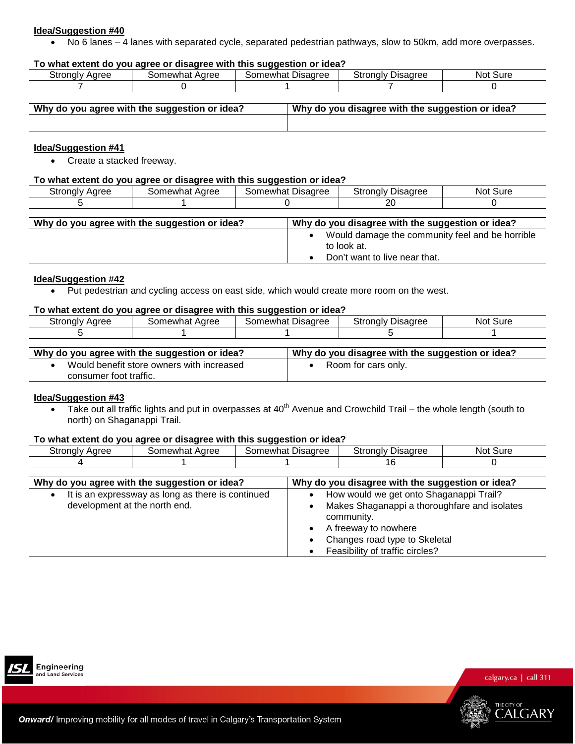**Idea/Suggestion #40**

- No 6 lanes – 4 lanes with separated cycle, separated pedestrian pathways, slow to 50km, add more overpasses.

**To what extent do you agree or disagree with this suggestion or idea?**

| Strongly Agree | Somewhat Agree | Somewhat Disagree | Strongly Disagree | Not Sure |
|---|---|---|---|---|
| 7 | 0 | 1 | 7 | 0 |

| Why do you agree with the suggestion or idea? | Why do you disagree with the suggestion or idea? |
|---|---|
| | |

**Idea/Suggestion #41**

- Create a stacked freeway.

**To what extent do you agree or disagree with this suggestion or idea?**

| Strongly Agree | Somewhat Agree | Somewhat Disagree | Strongly Disagree | Not Sure |
|---|---|---|---|---|
| 5 | 1 | 0 | 20 | 0 |

| Why do you agree with the suggestion or idea? | Why do you disagree with the suggestion or idea? |
|---|---|
| | • Would damage the community feel and be horrible to look at.<br>• Don't want to live near that. |

**Idea/Suggestion #42**

- Put pedestrian and cycling access on east side, which would create more room on the west.

**To what extent do you agree or disagree with this suggestion or idea?**

| Strongly Agree | Somewhat Agree | Somewhat Disagree | Strongly Disagree | Not Sure |
|---|---|---|---|---|
| 5 | 1 | 1 | 5 | 1 |

| Why do you agree with the suggestion or idea? | Why do you disagree with the suggestion or idea? |
|---|---|
| • Would benefit store owners with increased consumer foot traffic. | • Room for cars only. |

**Idea/Suggestion #43**

- Take out all traffic lights and put in overpasses at 40th Avenue and Crowchild Trail – the whole length (south to north) on Shaganappi Trail.

**To what extent do you agree or disagree with this suggestion or idea?**

| Strongly Agree | Somewhat Agree | Somewhat Disagree | Strongly Disagree | Not Sure |
|---|---|---|---|---|
| 4 | 1 | 1 | 16 | 0 |

| Why do you agree with the suggestion or idea? | Why do you disagree with the suggestion or idea? |
|---|---|
| • It is an expressway as long as there is continued development at the north end. | • How would we get onto Shaganappi Trail?<br>• Makes Shaganappi a thoroughfare and isolates community.<br>• A freeway to nowhere<br>• Changes road type to Skeletal<br>• Feasibility of traffic circles? |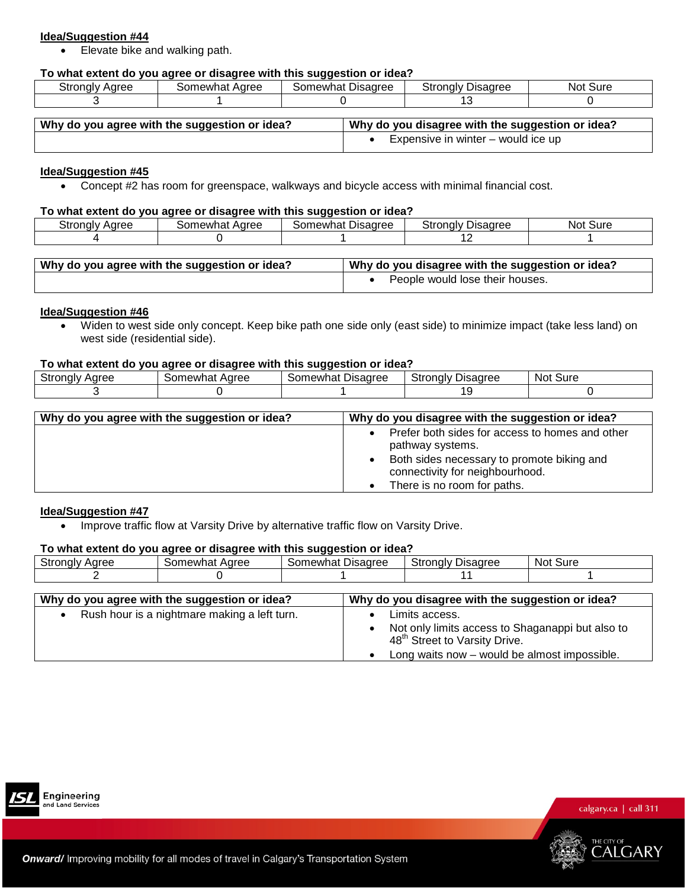**Idea/Suggestion #44**

- Elevate bike and walking path.

**To what extent do you agree or disagree with this suggestion or idea?**

| Strongly Agree | Somewhat Agree | Somewhat Disagree | Strongly Disagree | Not Sure |
|---|---|---|---|---|
| 3 | 1 | 0 | 13 | 0 |

| Why do you agree with the suggestion or idea? | Why do you disagree with the suggestion or idea? |
|---|---|
| | • Expensive in winter – would ice up |

**Idea/Suggestion #45**

- Concept #2 has room for greenspace, walkways and bicycle access with minimal financial cost.

**To what extent do you agree or disagree with this suggestion or idea?**

| Strongly Agree | Somewhat Agree | Somewhat Disagree | Strongly Disagree | Not Sure |
|---|---|---|---|---|
| 4 | 0 | 1 | 12 | 1 |

| Why do you agree with the suggestion or idea? | Why do you disagree with the suggestion or idea? |
|---|---|
| | • People would lose their houses. |

**Idea/Suggestion #46**

- Widen to west side only concept. Keep bike path one side only (east side) to minimize impact (take less land) on west side (residential side).

**To what extent do you agree or disagree with this suggestion or idea?**

| Strongly Agree | Somewhat Agree | Somewhat Disagree | Strongly Disagree | Not Sure |
|---|---|---|---|---|
| 3 | 0 | 1 | 19 | 0 |

| Why do you agree with the suggestion or idea? | Why do you disagree with the suggestion or idea? |
|---|---|
| | • Prefer both sides for access to homes and other pathway systems.<br>• Both sides necessary to promote biking and connectivity for neighbourhood.<br>• There is no room for paths. |

**Idea/Suggestion #47**

- Improve traffic flow at Varsity Drive by alternative traffic flow on Varsity Drive.

**To what extent do you agree or disagree with this suggestion or idea?**

| Strongly Agree | Somewhat Agree | Somewhat Disagree | Strongly Disagree | Not Sure |
|---|---|---|---|---|
| 2 | 0 | 1 | 11 | 1 |

| Why do you agree with the suggestion or idea? | Why do you disagree with the suggestion or idea? |
|---|---|
| • Rush hour is a nightmare making a left turn. | • Limits access.<br>• Not only limits access to Shaganappi but also to 48th Street to Varsity Drive.<br>• Long waits now – would be almost impossible. |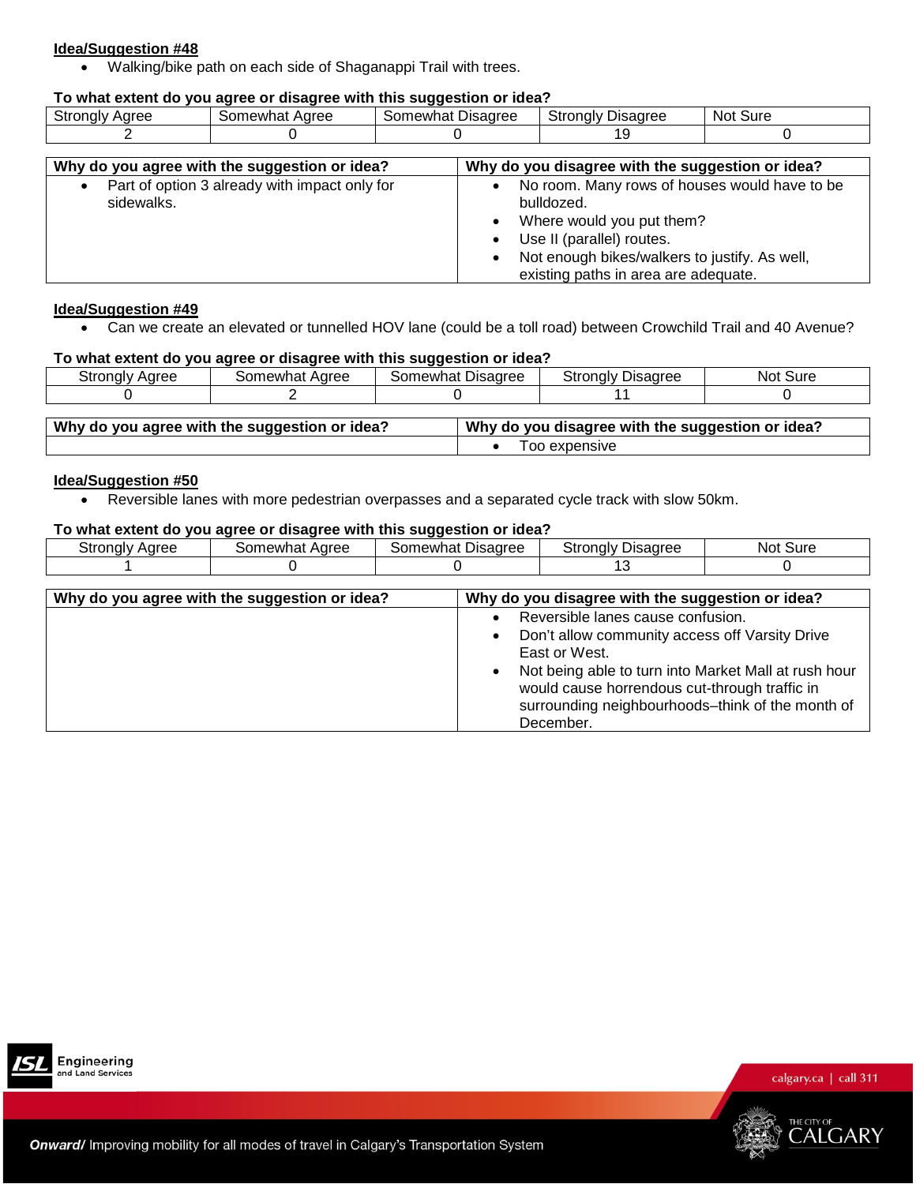**Idea/Suggestion #48**

- Walking/bike path on each side of Shaganappi Trail with trees.

**To what extent do you agree or disagree with this suggestion or idea?**

| Strongly Agree | Somewhat Agree | Somewhat Disagree | Strongly Disagree | Not Sure |
|---|---|---|---|---|
| 2 | 0 | 0 | 19 | 0 |

| Why do you agree with the suggestion or idea? | Why do you disagree with the suggestion or idea? |
|---|---|
| • Part of option 3 already with impact only for sidewalks. | • No room. Many rows of houses would have to be bulldozed.<br>• Where would you put them?<br>• Use II (parallel) routes.<br>• Not enough bikes/walkers to justify. As well, existing paths in area are adequate. |

**Idea/Suggestion #49**

- Can we create an elevated or tunnelled HOV lane (could be a toll road) between Crowchild Trail and 40 Avenue?

**To what extent do you agree or disagree with this suggestion or idea?**

| Strongly Agree | Somewhat Agree | Somewhat Disagree | Strongly Disagree | Not Sure |
|---|---|---|---|---|
| 0 | 2 | 0 | 11 | 0 |

| Why do you agree with the suggestion or idea? | Why do you disagree with the suggestion or idea? |
|---|---|
| | • Too expensive |

**Idea/Suggestion #50**

- Reversible lanes with more pedestrian overpasses and a separated cycle track with slow 50km.

**To what extent do you agree or disagree with this suggestion or idea?**

| Strongly Agree | Somewhat Agree | Somewhat Disagree | Strongly Disagree | Not Sure |
|---|---|---|---|---|
| 1 | 0 | 0 | 13 | 0 |

| Why do you agree with the suggestion or idea? | Why do you disagree with the suggestion or idea? |
|---|---|
| | • Reversible lanes cause confusion.<br>• Don't allow community access off Varsity Drive East or West.<br>• Not being able to turn into Market Mall at rush hour would cause horrendous cut-through traffic in surrounding neighbourhoods–think of the month of December. |